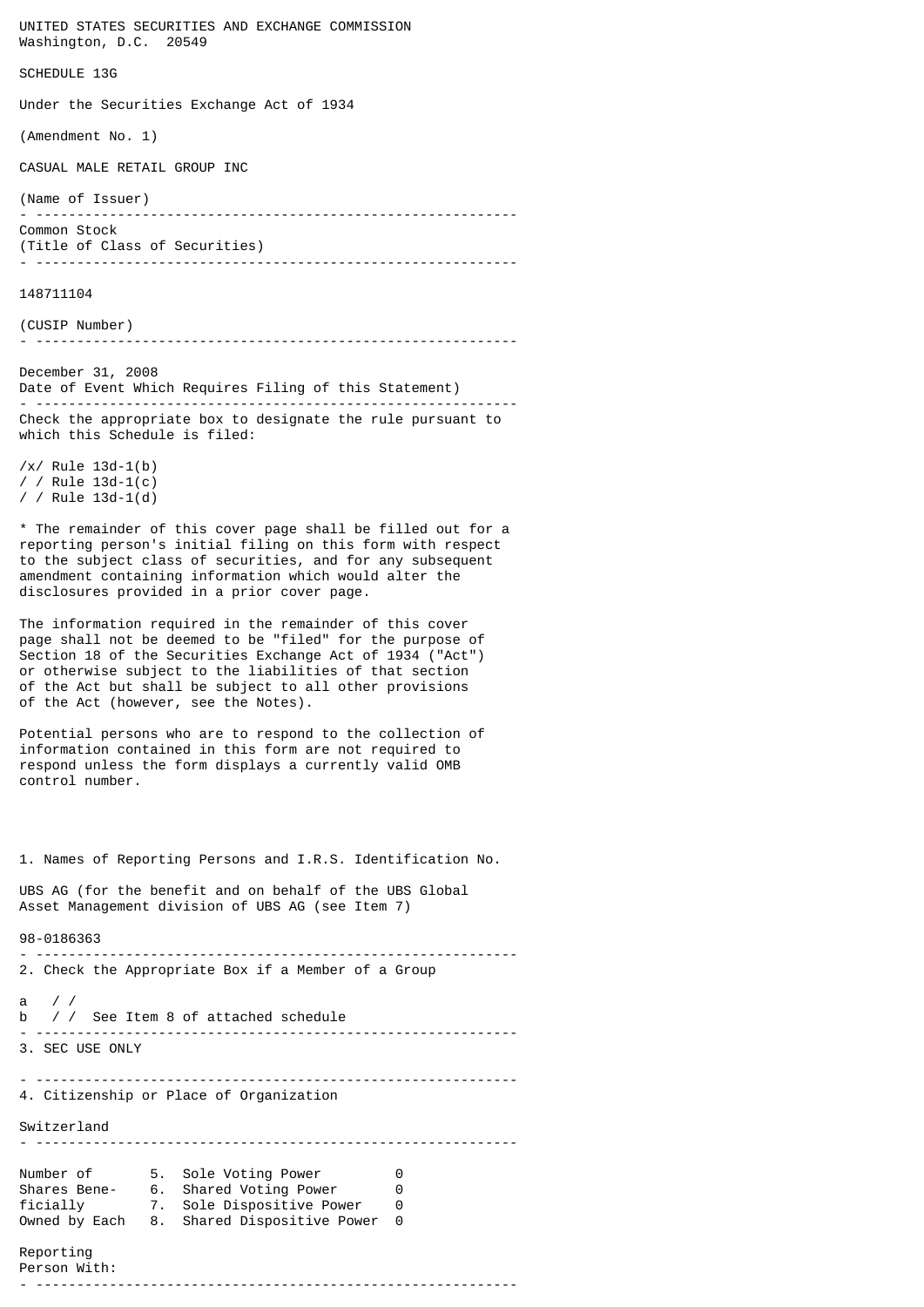UNITED STATES SECURITIES AND EXCHANGE COMMISSION
Washington, D.C. 20549

SCHEDULE 13G

Under the Securities Exchange Act of 1934

(Amendment No. 1)

CASUAL MALE RETAIL GROUP INC

(Name of Issuer)

---

Common Stock
(Title of Class of Securities)

---

148711104

(CUSIP Number)

---

December 31, 2008
Date of Event Which Requires Filing of this Statement)

---

Check the appropriate box to designate the rule pursuant to which this Schedule is filed:

/x/ Rule 13d-1(b)
/ / Rule 13d-1(c)
/ / Rule 13d-1(d)

* The remainder of this cover page shall be filled out for a reporting person's initial filing on this form with respect to the subject class of securities, and for any subsequent amendment containing information which would alter the disclosures provided in a prior cover page.

The information required in the remainder of this cover page shall not be deemed to be "filed" for the purpose of Section 18 of the Securities Exchange Act of 1934 ("Act") or otherwise subject to the liabilities of that section of the Act but shall be subject to all other provisions of the Act (however, see the Notes).

Potential persons who are to respond to the collection of information contained in this form are not required to respond unless the form displays a currently valid OMB control number.

1. Names of Reporting Persons and I.R.S. Identification No.

UBS AG (for the benefit and on behalf of the UBS Global Asset Management division of UBS AG (see Item 7)

98-0186363

---

2. Check the Appropriate Box if a Member of a Group

a / /
b / / See Item 8 of attached schedule

---

3. SEC USE ONLY

---

4. Citizenship or Place of Organization

Switzerland

---

| Number of Shares Beneficially Owned by Each Reporting Person With: | | |
|---|---|---|
| | 5. Sole Voting Power | 0 |
| | 6. Shared Voting Power | 0 |
| | 7. Sole Dispositive Power | 0 |
| | 8. Shared Dispositive Power | 0 |

---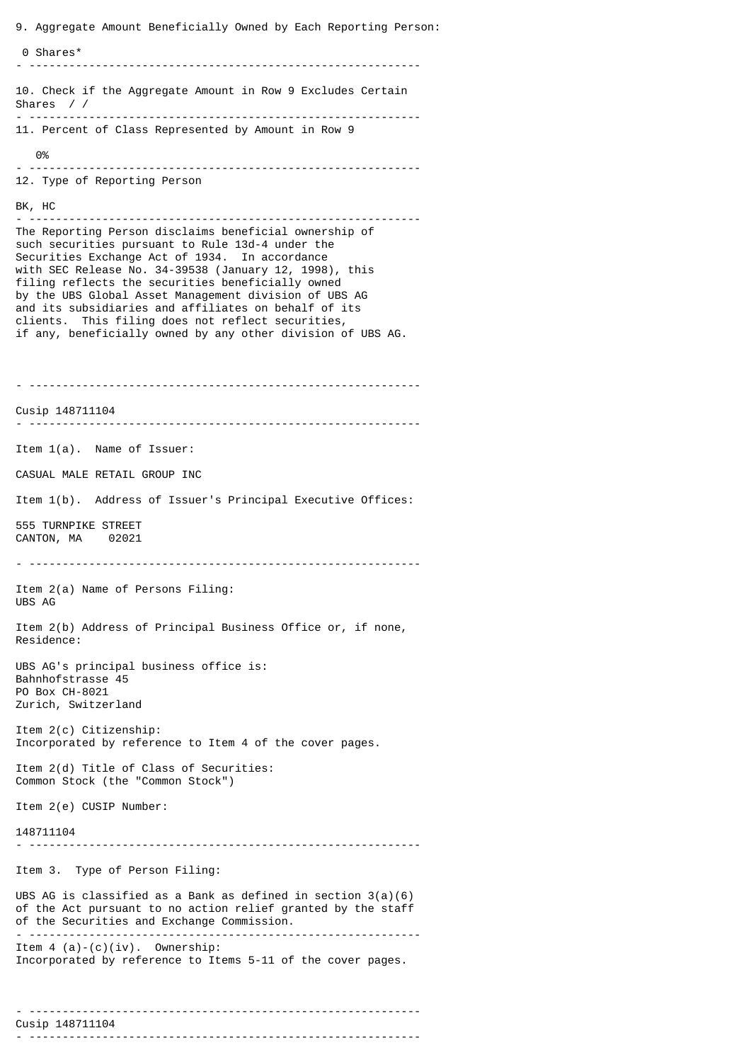9. Aggregate Amount Beneficially Owned by Each Reporting Person:

0 Shares*

---

10. Check if the Aggregate Amount in Row 9 Excludes Certain Shares / /

---

11. Percent of Class Represented by Amount in Row 9

0%

---

12. Type of Reporting Person

BK, HC

---

The Reporting Person disclaims beneficial ownership of such securities pursuant to Rule 13d-4 under the Securities Exchange Act of 1934. In accordance with SEC Release No. 34-39538 (January 12, 1998), this filing reflects the securities beneficially owned by the UBS Global Asset Management division of UBS AG and its subsidiaries and affiliates on behalf of its clients. This filing does not reflect securities, if any, beneficially owned by any other division of UBS AG.

---

Cusip 148711104

---

Item 1(a). Name of Issuer:

CASUAL MALE RETAIL GROUP INC

Item 1(b). Address of Issuer's Principal Executive Offices:

555 TURNPIKE STREET
CANTON, MA 02021

---

Item 2(a) Name of Persons Filing:
UBS AG

Item 2(b) Address of Principal Business Office or, if none, Residence:

UBS AG's principal business office is:
Bahnhofstrasse 45
PO Box CH-8021
Zurich, Switzerland

Item 2(c) Citizenship:
Incorporated by reference to Item 4 of the cover pages.

Item 2(d) Title of Class of Securities:
Common Stock (the "Common Stock")

Item 2(e) CUSIP Number:

148711104

---

Item 3. Type of Person Filing:

UBS AG is classified as a Bank as defined in section 3(a)(6) of the Act pursuant to no action relief granted by the staff of the Securities and Exchange Commission.

---

Item 4 (a)-(c)(iv). Ownership:
Incorporated by reference to Items 5-11 of the cover pages.

---

Cusip 148711104

---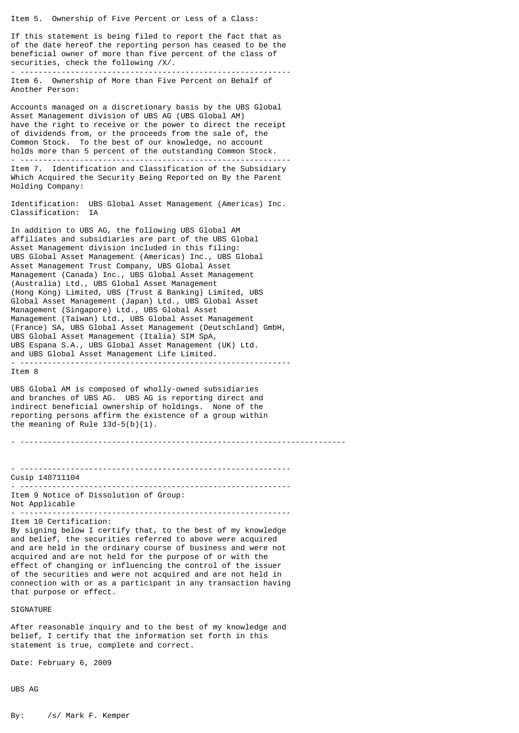Item 5. Ownership of Five Percent or Less of a Class:

If this statement is being filed to report the fact that as of the date hereof the reporting person has ceased to be the beneficial owner of more than five percent of the class of securities, check the following /X/.

---

Item 6. Ownership of More than Five Percent on Behalf of Another Person:

Accounts managed on a discretionary basis by the UBS Global Asset Management division of UBS AG (UBS Global AM) have the right to receive or the power to direct the receipt of dividends from, or the proceeds from the sale of, the Common Stock. To the best of our knowledge, no account holds more than 5 percent of the outstanding Common Stock.

---

Item 7. Identification and Classification of the Subsidiary Which Acquired the Security Being Reported on By the Parent Holding Company:

Identification: UBS Global Asset Management (Americas) Inc.
Classification: IA

In addition to UBS AG, the following UBS Global AM affiliates and subsidiaries are part of the UBS Global Asset Management division included in this filing: UBS Global Asset Management (Americas) Inc., UBS Global Asset Management Trust Company, UBS Global Asset Management (Canada) Inc., UBS Global Asset Management (Australia) Ltd., UBS Global Asset Management (Hong Kong) Limited, UBS (Trust & Banking) Limited, UBS Global Asset Management (Japan) Ltd., UBS Global Asset Management (Singapore) Ltd., UBS Global Asset Management (Taiwan) Ltd., UBS Global Asset Management (France) SA, UBS Global Asset Management (Deutschland) GmbH, UBS Global Asset Management (Italia) SIM SpA, UBS Espana S.A., UBS Global Asset Management (UK) Ltd. and UBS Global Asset Management Life Limited.

---

Item 8

UBS Global AM is composed of wholly-owned subsidiaries and branches of UBS AG. UBS AG is reporting direct and indirect beneficial ownership of holdings. None of the reporting persons affirm the existence of a group within the meaning of Rule 13d-5(b)(1).

---

---

Cusip 148711104

---

Item 9 Notice of Dissolution of Group:
Not Applicable

---

Item 10 Certification:
By signing below I certify that, to the best of my knowledge and belief, the securities referred to above were acquired and are held in the ordinary course of business and were not acquired and are not held for the purpose of or with the effect of changing or influencing the control of the issuer of the securities and were not acquired and are not held in connection with or as a participant in any transaction having that purpose or effect.

SIGNATURE

After reasonable inquiry and to the best of my knowledge and belief, I certify that the information set forth in this statement is true, complete and correct.

Date: February 6, 2009

UBS AG

By: /s/ Mark F. Kemper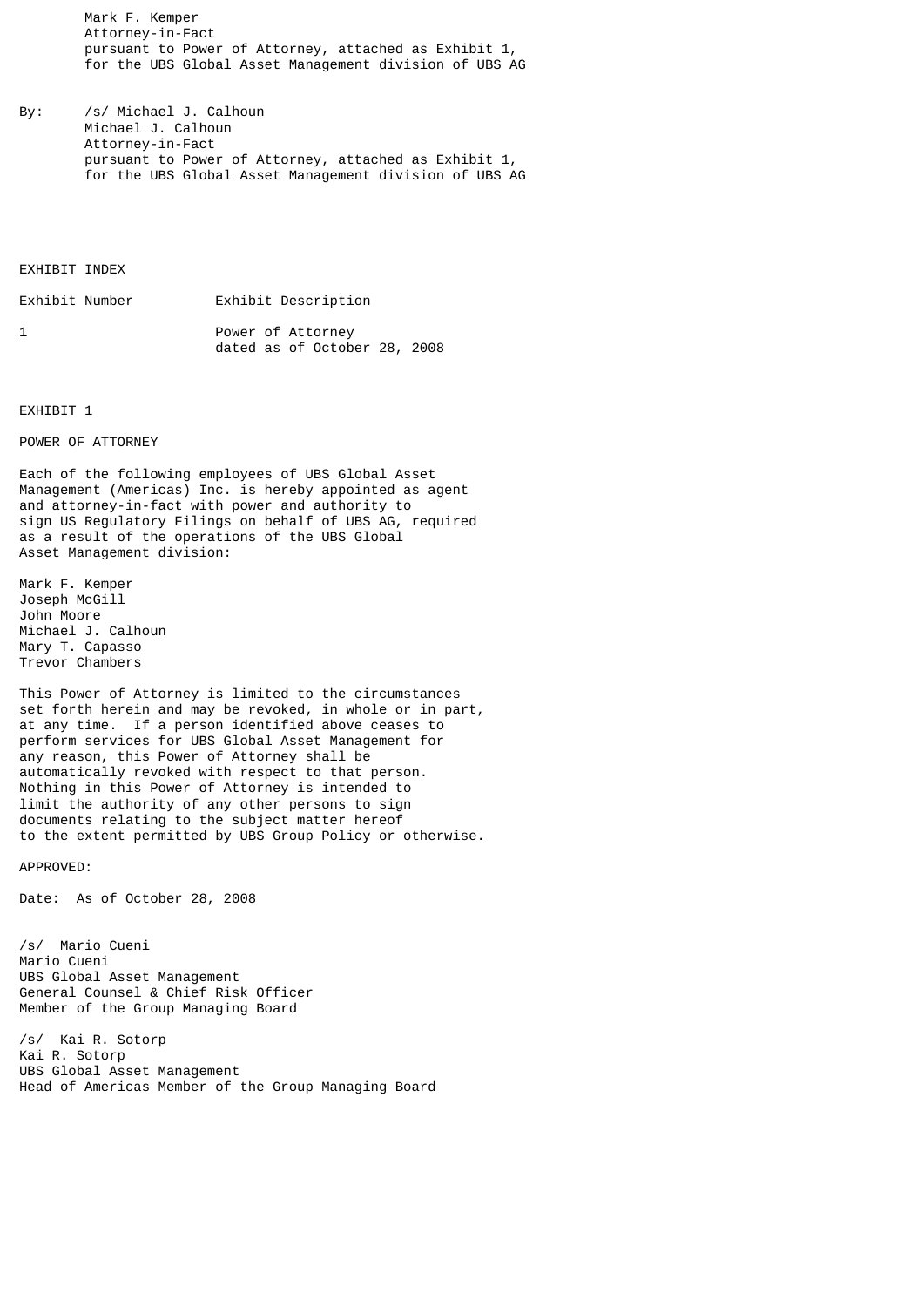Mark F. Kemper
Attorney-in-Fact
pursuant to Power of Attorney, attached as Exhibit 1,
for the UBS Global Asset Management division of UBS AG

By: /s/ Michael J. Calhoun
Michael J. Calhoun
Attorney-in-Fact
pursuant to Power of Attorney, attached as Exhibit 1,
for the UBS Global Asset Management division of UBS AG

EXHIBIT INDEX

| Exhibit Number | Exhibit Description |
|---|---|
| 1 | Power of Attorney dated as of October 28, 2008 |

EXHIBIT 1

POWER OF ATTORNEY

Each of the following employees of UBS Global Asset Management (Americas) Inc. is hereby appointed as agent and attorney-in-fact with power and authority to sign US Regulatory Filings on behalf of UBS AG, required as a result of the operations of the UBS Global Asset Management division:

Mark F. Kemper
Joseph McGill
John Moore
Michael J. Calhoun
Mary T. Capasso
Trevor Chambers

This Power of Attorney is limited to the circumstances set forth herein and may be revoked, in whole or in part, at any time. If a person identified above ceases to perform services for UBS Global Asset Management for any reason, this Power of Attorney shall be automatically revoked with respect to that person. Nothing in this Power of Attorney is intended to limit the authority of any other persons to sign documents relating to the subject matter hereof to the extent permitted by UBS Group Policy or otherwise.

APPROVED:

Date: As of October 28, 2008

/s/ Mario Cueni
Mario Cueni
UBS Global Asset Management
General Counsel & Chief Risk Officer
Member of the Group Managing Board

/s/ Kai R. Sotorp
Kai R. Sotorp
UBS Global Asset Management
Head of Americas Member of the Group Managing Board